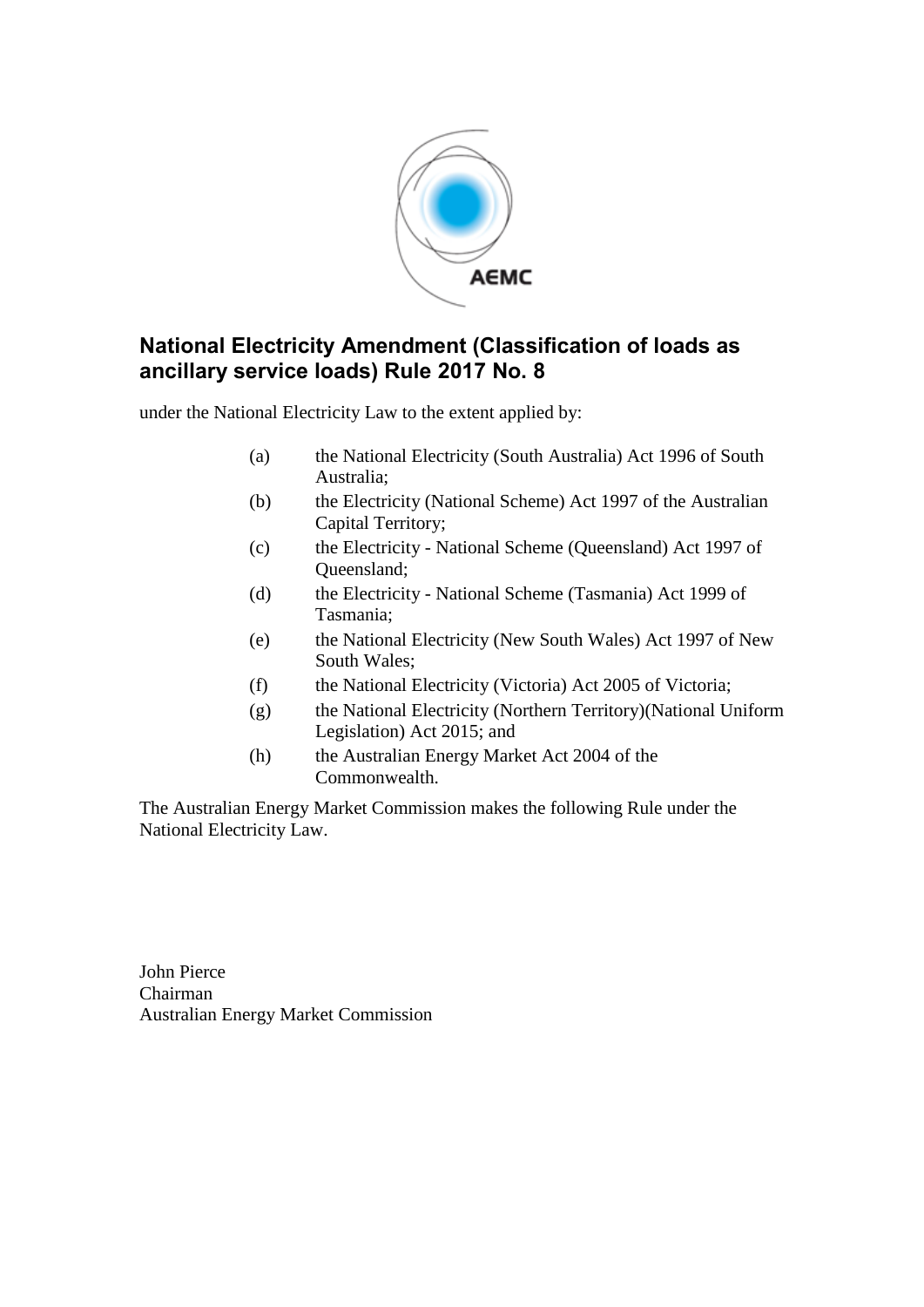AEMC

# National Electricity Amendment (Classification of loads as ancillary service loads) Rule 2017 No. 8

under the National Electricity Law to the extent applied by:

(a) the National Electricity (South Australia) Act 1996 of South Australia;

(b) the Electricity (National Scheme) Act 1997 of the Australian Capital Territory;

(c) the Electricity - National Scheme (Queensland) Act 1997 of Queensland;

(d) the Electricity - National Scheme (Tasmania) Act 1999 of Tasmania;

(e) the National Electricity (New South Wales) Act 1997 of New South Wales;

(f) the National Electricity (Victoria) Act 2005 of Victoria;

(g) the National Electricity (Northern Territory)(National Uniform Legislation) Act 2015; and

(h) the Australian Energy Market Act 2004 of the Commonwealth.

The Australian Energy Market Commission makes the following Rule under the National Electricity Law.

John Pierce
Chairman
Australian Energy Market Commission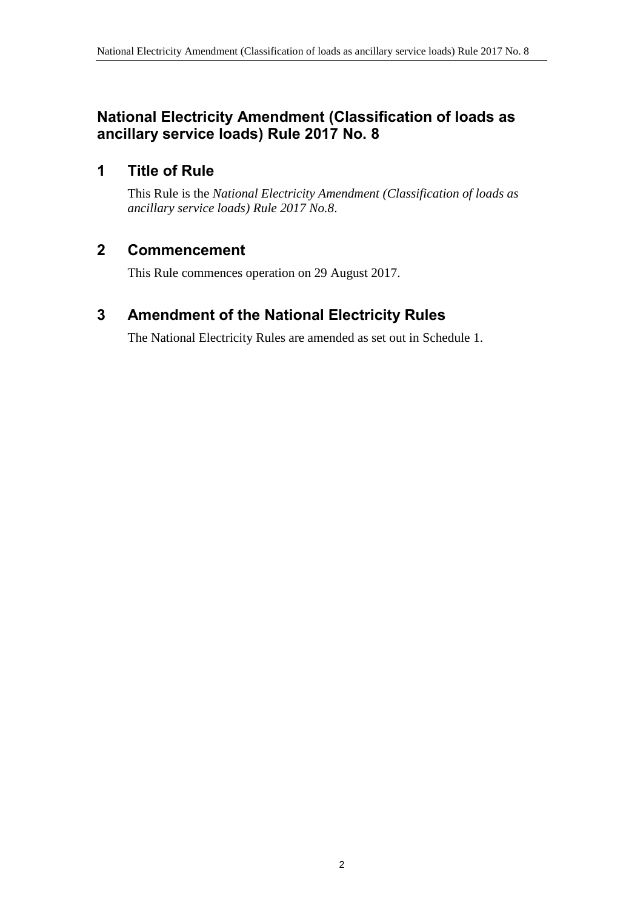# National Electricity Amendment (Classification of loads as ancillary service loads) Rule 2017 No. 8

## 1 Title of Rule

This Rule is the *National Electricity Amendment (Classification of loads as ancillary service loads) Rule 2017 No.8*.

## 2 Commencement

This Rule commences operation on 29 August 2017.

## 3 Amendment of the National Electricity Rules

The National Electricity Rules are amended as set out in Schedule 1.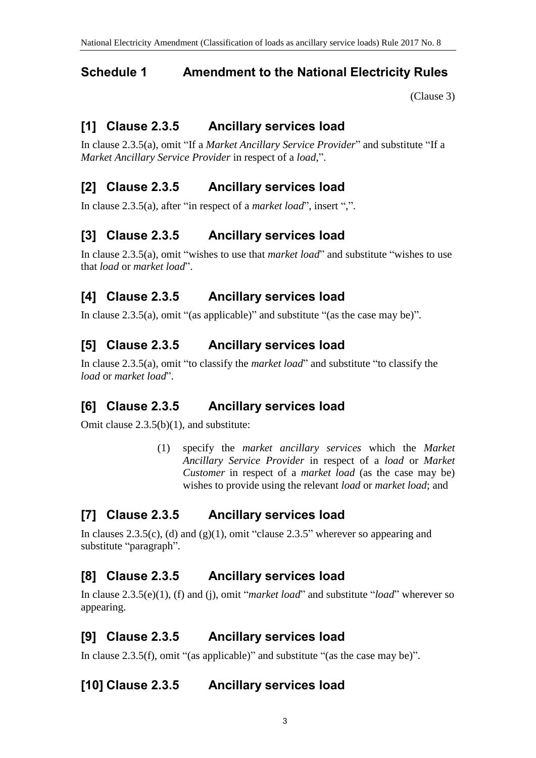## Schedule 1 Amendment to the National Electricity Rules

(Clause 3)

### [1] Clause 2.3.5 Ancillary services load

In clause 2.3.5(a), omit "If a *Market Ancillary Service Provider*" and substitute "If a *Market Ancillary Service Provider* in respect of a *load*,".

### [2] Clause 2.3.5 Ancillary services load

In clause 2.3.5(a), after "in respect of a *market load*", insert ",".

### [3] Clause 2.3.5 Ancillary services load

In clause 2.3.5(a), omit "wishes to use that *market load*" and substitute "wishes to use that *load* or *market load*".

### [4] Clause 2.3.5 Ancillary services load

In clause 2.3.5(a), omit "(as applicable)" and substitute "(as the case may be)".

### [5] Clause 2.3.5 Ancillary services load

In clause 2.3.5(a), omit "to classify the *market load*" and substitute "to classify the *load* or *market load*".

### [6] Clause 2.3.5 Ancillary services load

Omit clause 2.3.5(b)(1), and substitute:

> (1) specify the *market ancillary services* which the *Market Ancillary Service Provider* in respect of a *load* or *Market Customer* in respect of a *market load* (as the case may be) wishes to provide using the relevant *load* or *market load*; and

### [7] Clause 2.3.5 Ancillary services load

In clauses 2.3.5(c), (d) and (g)(1), omit "clause 2.3.5" wherever so appearing and substitute "paragraph".

### [8] Clause 2.3.5 Ancillary services load

In clause 2.3.5(e)(1), (f) and (j), omit "*market load*" and substitute "*load*" wherever so appearing.

### [9] Clause 2.3.5 Ancillary services load

In clause 2.3.5(f), omit "(as applicable)" and substitute "(as the case may be)".

### [10] Clause 2.3.5 Ancillary services load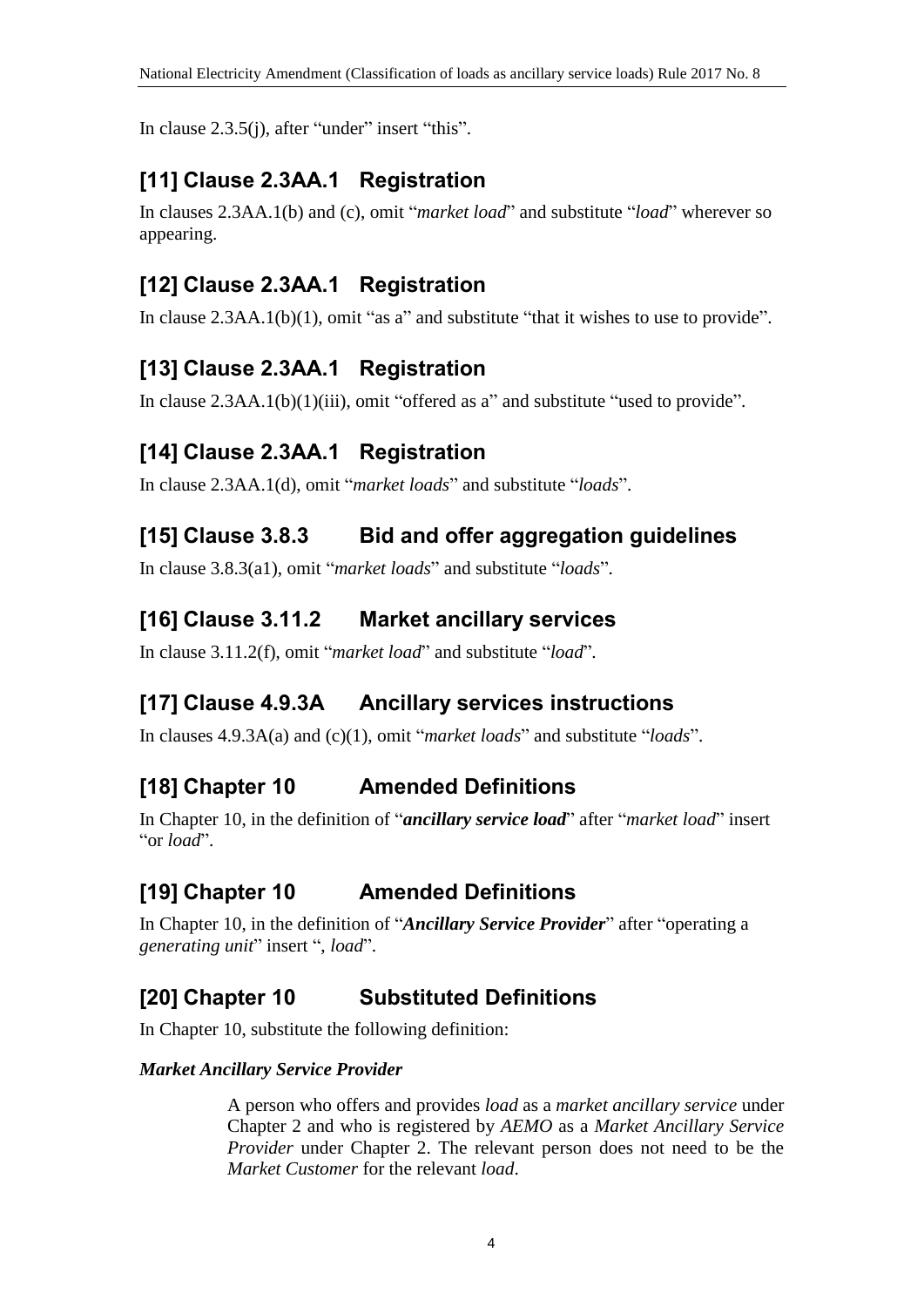In clause 2.3.5(j), after "under" insert "this".

## [11] Clause 2.3AA.1 Registration

In clauses 2.3AA.1(b) and (c), omit "*market load*" and substitute "*load*" wherever so appearing.

## [12] Clause 2.3AA.1 Registration

In clause 2.3AA.1(b)(1), omit "as a" and substitute "that it wishes to use to provide".

## [13] Clause 2.3AA.1 Registration

In clause 2.3AA.1(b)(1)(iii), omit "offered as a" and substitute "used to provide".

## [14] Clause 2.3AA.1 Registration

In clause 2.3AA.1(d), omit "*market loads*" and substitute "*loads*".

## [15] Clause 3.8.3 Bid and offer aggregation guidelines

In clause 3.8.3(a1), omit "*market loads*" and substitute "*loads*".

## [16] Clause 3.11.2 Market ancillary services

In clause 3.11.2(f), omit "*market load*" and substitute "*load*".

## [17] Clause 4.9.3A Ancillary services instructions

In clauses 4.9.3A(a) and (c)(1), omit "*market loads*" and substitute "*loads*".

## [18] Chapter 10 Amended Definitions

In Chapter 10, in the definition of "***ancillary service load***" after "*market load*" insert "or *load*".

## [19] Chapter 10 Amended Definitions

In Chapter 10, in the definition of "***Ancillary Service Provider***" after "operating a *generating unit*" insert ", *load*".

## [20] Chapter 10 Substituted Definitions

In Chapter 10, substitute the following definition:

***Market Ancillary Service Provider***

> A person who offers and provides *load* as a *market ancillary service* under Chapter 2 and who is registered by *AEMO* as a *Market Ancillary Service Provider* under Chapter 2. The relevant person does not need to be the *Market Customer* for the relevant *load*.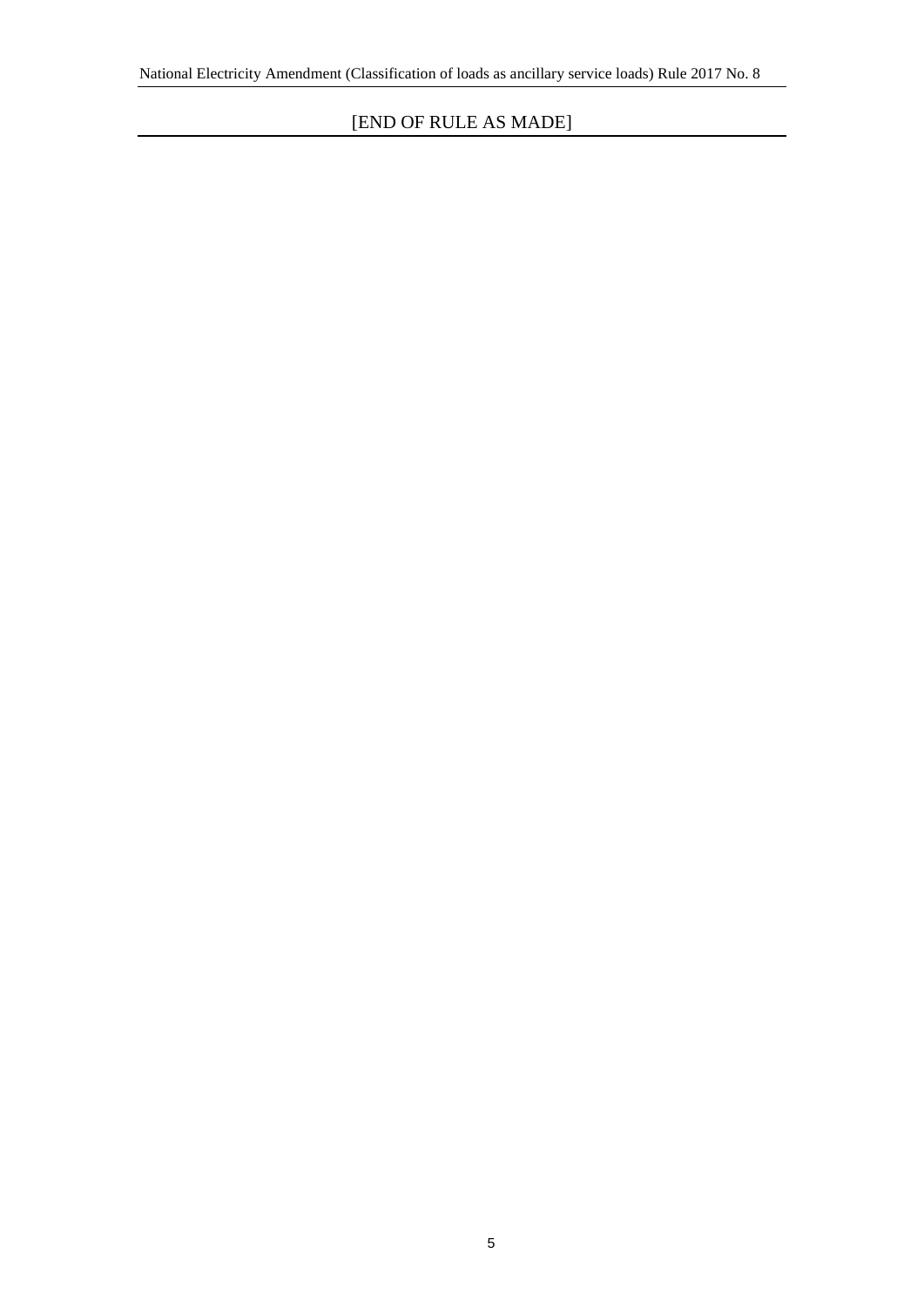[END OF RULE AS MADE]